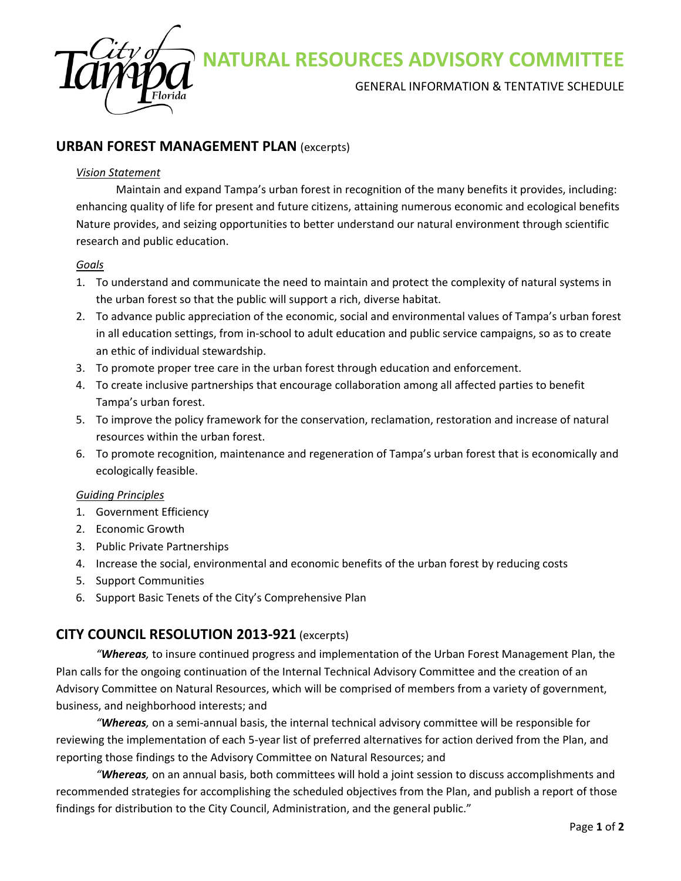# NATURAL RESOURCES ADVISORY COMMITTEE

GENERAL INFORMATION & TENTATIVE SCHEDULE

## URBAN FOREST MANAGEMENT PLAN (excerpts)

*Vision Statement*

Maintain and expand Tampa's urban forest in recognition of the many benefits it provides, including: enhancing quality of life for present and future citizens, attaining numerous economic and ecological benefits Nature provides, and seizing opportunities to better understand our natural environment through scientific research and public education.

*Goals*

1. To understand and communicate the need to maintain and protect the complexity of natural systems in the urban forest so that the public will support a rich, diverse habitat.
2. To advance public appreciation of the economic, social and environmental values of Tampa's urban forest in all education settings, from in-school to adult education and public service campaigns, so as to create an ethic of individual stewardship.
3. To promote proper tree care in the urban forest through education and enforcement.
4. To create inclusive partnerships that encourage collaboration among all affected parties to benefit Tampa's urban forest.
5. To improve the policy framework for the conservation, reclamation, restoration and increase of natural resources within the urban forest.
6. To promote recognition, maintenance and regeneration of Tampa's urban forest that is economically and ecologically feasible.

*Guiding Principles*

1. Government Efficiency
2. Economic Growth
3. Public Private Partnerships
4. Increase the social, environmental and economic benefits of the urban forest by reducing costs
5. Support Communities
6. Support Basic Tenets of the City's Comprehensive Plan

## CITY COUNCIL RESOLUTION 2013-921 (excerpts)

*"**Whereas**,* to insure continued progress and implementation of the Urban Forest Management Plan, the Plan calls for the ongoing continuation of the Internal Technical Advisory Committee and the creation of an Advisory Committee on Natural Resources, which will be comprised of members from a variety of government, business, and neighborhood interests; and

*"**Whereas**,* on a semi-annual basis, the internal technical advisory committee will be responsible for reviewing the implementation of each 5-year list of preferred alternatives for action derived from the Plan, and reporting those findings to the Advisory Committee on Natural Resources; and

*"**Whereas**,* on an annual basis, both committees will hold a joint session to discuss accomplishments and recommended strategies for accomplishing the scheduled objectives from the Plan, and publish a report of those findings for distribution to the City Council, Administration, and the general public."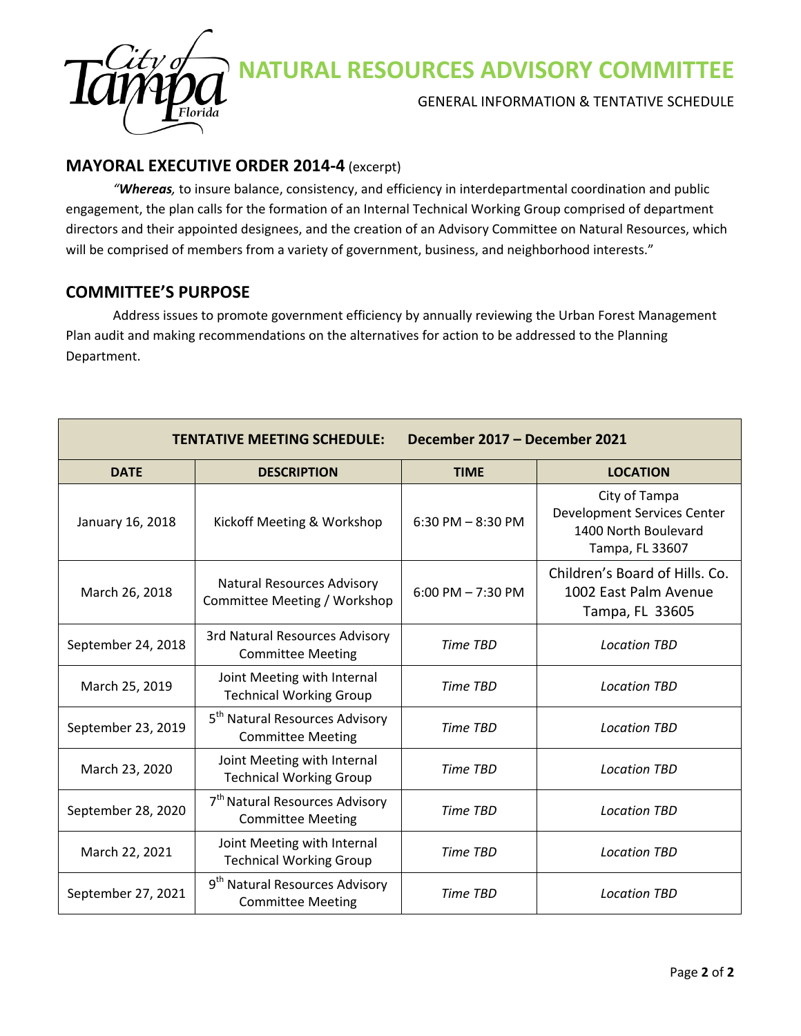# NATURAL RESOURCES ADVISORY COMMITTEE

GENERAL INFORMATION & TENTATIVE SCHEDULE

## MAYORAL EXECUTIVE ORDER 2014-4 (excerpt)

*"**Whereas**,* to insure balance, consistency, and efficiency in interdepartmental coordination and public engagement, the plan calls for the formation of an Internal Technical Working Group comprised of department directors and their appointed designees, and the creation of an Advisory Committee on Natural Resources, which will be comprised of members from a variety of government, business, and neighborhood interests."

## COMMITTEE'S PURPOSE

Address issues to promote government efficiency by annually reviewing the Urban Forest Management Plan audit and making recommendations on the alternatives for action to be addressed to the Planning Department.

| **TENTATIVE MEETING SCHEDULE: December 2017 – December 2021** | | | |
|---|---|---|---|
| **DATE** | **DESCRIPTION** | **TIME** | **LOCATION** |
| January 16, 2018 | Kickoff Meeting & Workshop | 6:30 PM – 8:30 PM | City of Tampa Development Services Center 1400 North Boulevard Tampa, FL 33607 |
| March 26, 2018 | Natural Resources Advisory Committee Meeting / Workshop | 6:00 PM – 7:30 PM | Children's Board of Hills. Co. 1002 East Palm Avenue Tampa, FL 33605 |
| September 24, 2018 | 3rd Natural Resources Advisory Committee Meeting | *Time TBD* | *Location TBD* |
| March 25, 2019 | Joint Meeting with Internal Technical Working Group | *Time TBD* | *Location TBD* |
| September 23, 2019 | 5th Natural Resources Advisory Committee Meeting | *Time TBD* | *Location TBD* |
| March 23, 2020 | Joint Meeting with Internal Technical Working Group | *Time TBD* | *Location TBD* |
| September 28, 2020 | 7th Natural Resources Advisory Committee Meeting | *Time TBD* | *Location TBD* |
| March 22, 2021 | Joint Meeting with Internal Technical Working Group | *Time TBD* | *Location TBD* |
| September 27, 2021 | 9th Natural Resources Advisory Committee Meeting | *Time TBD* | *Location TBD* |